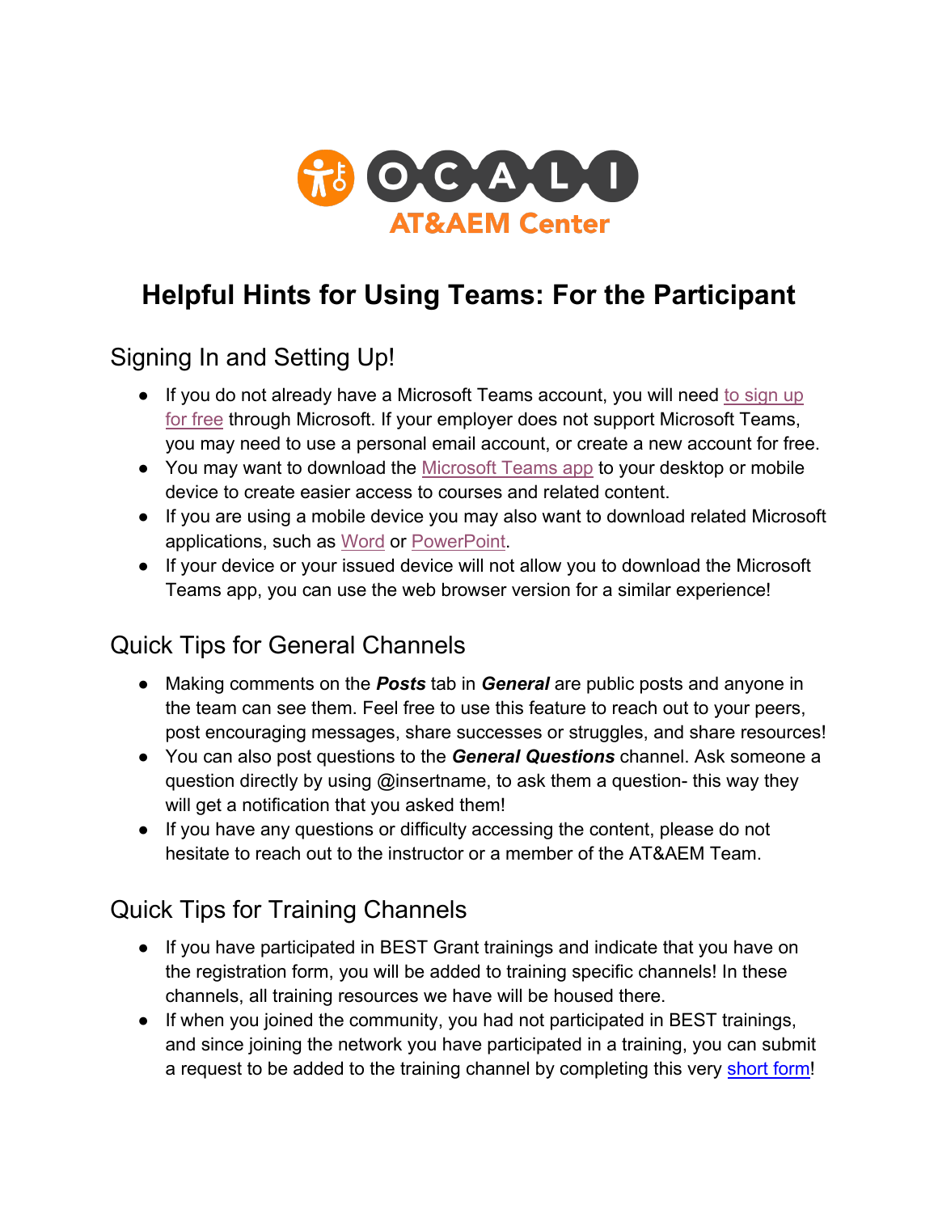OCALI AT&AEM Center

# Helpful Hints for Using Teams: For the Participant

## Signing In and Setting Up!

- If you do not already have a Microsoft Teams account, you will need to sign up for free through Microsoft. If your employer does not support Microsoft Teams, you may need to use a personal email account, or create a new account for free.
- You may want to download the Microsoft Teams app to your desktop or mobile device to create easier access to courses and related content.
- If you are using a mobile device you may also want to download related Microsoft applications, such as Word or PowerPoint.
- If your device or your issued device will not allow you to download the Microsoft Teams app, you can use the web browser version for a similar experience!

## Quick Tips for General Channels

- Making comments on the ***Posts*** tab in ***General*** are public posts and anyone in the team can see them. Feel free to use this feature to reach out to your peers, post encouraging messages, share successes or struggles, and share resources!
- You can also post questions to the ***General Questions*** channel. Ask someone a question directly by using @insertname, to ask them a question- this way they will get a notification that you asked them!
- If you have any questions or difficulty accessing the content, please do not hesitate to reach out to the instructor or a member of the AT&AEM Team.

## Quick Tips for Training Channels

- If you have participated in BEST Grant trainings and indicate that you have on the registration form, you will be added to training specific channels! In these channels, all training resources we have will be housed there.
- If when you joined the community, you had not participated in BEST trainings, and since joining the network you have participated in a training, you can submit a request to be added to the training channel by completing this very short form!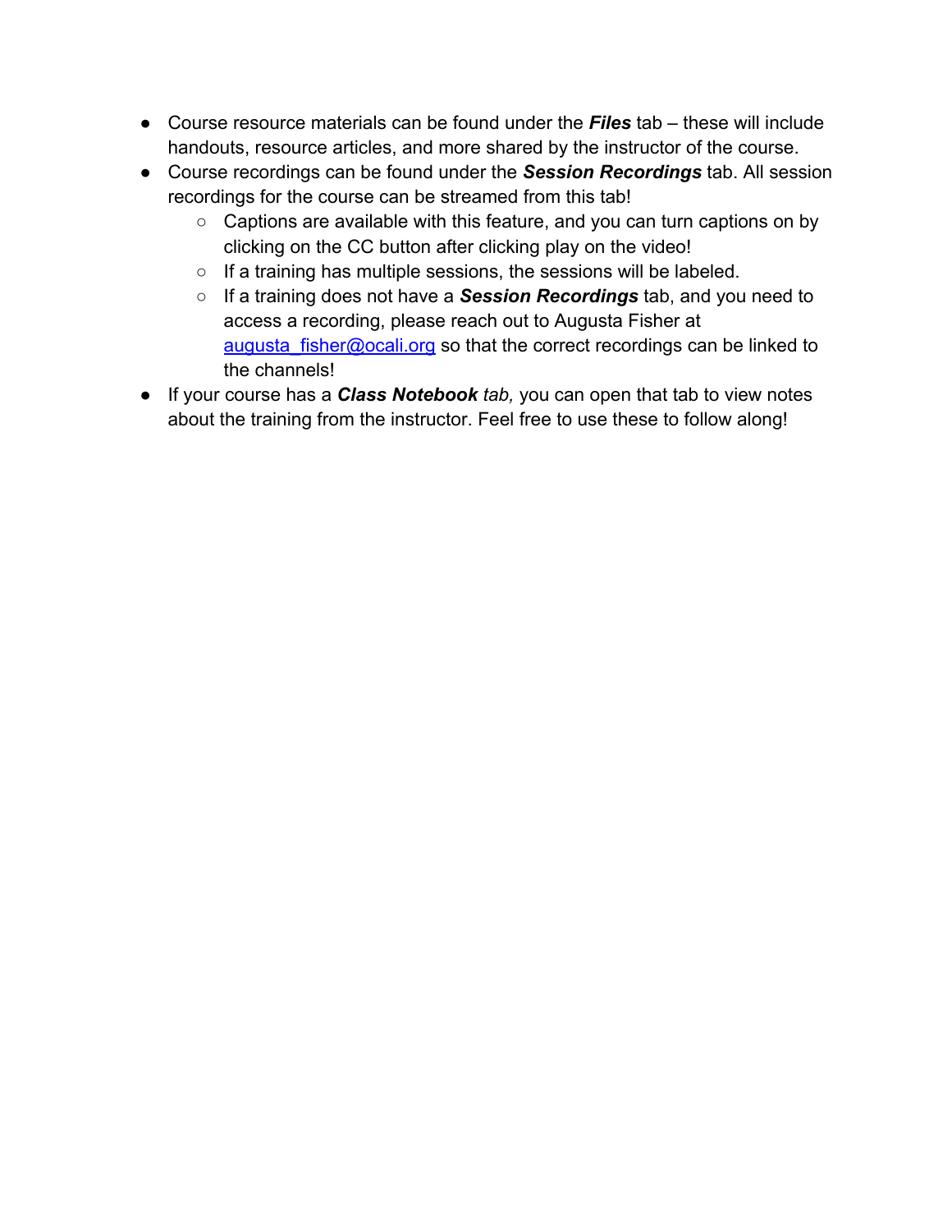- Course resource materials can be found under the ***Files*** tab – these will include handouts, resource articles, and more shared by the instructor of the course.
- Course recordings can be found under the ***Session Recordings*** tab. All session recordings for the course can be streamed from this tab!
    - Captions are available with this feature, and you can turn captions on by clicking on the CC button after clicking play on the video!
    - If a training has multiple sessions, the sessions will be labeled.
    - If a training does not have a ***Session Recordings*** tab, and you need to access a recording, please reach out to Augusta Fisher at [augusta_fisher@ocali.org](mailto:augusta_fisher@ocali.org) so that the correct recordings can be linked to the channels!
- If your course has a ***Class Notebook*** *tab,* you can open that tab to view notes about the training from the instructor. Feel free to use these to follow along!